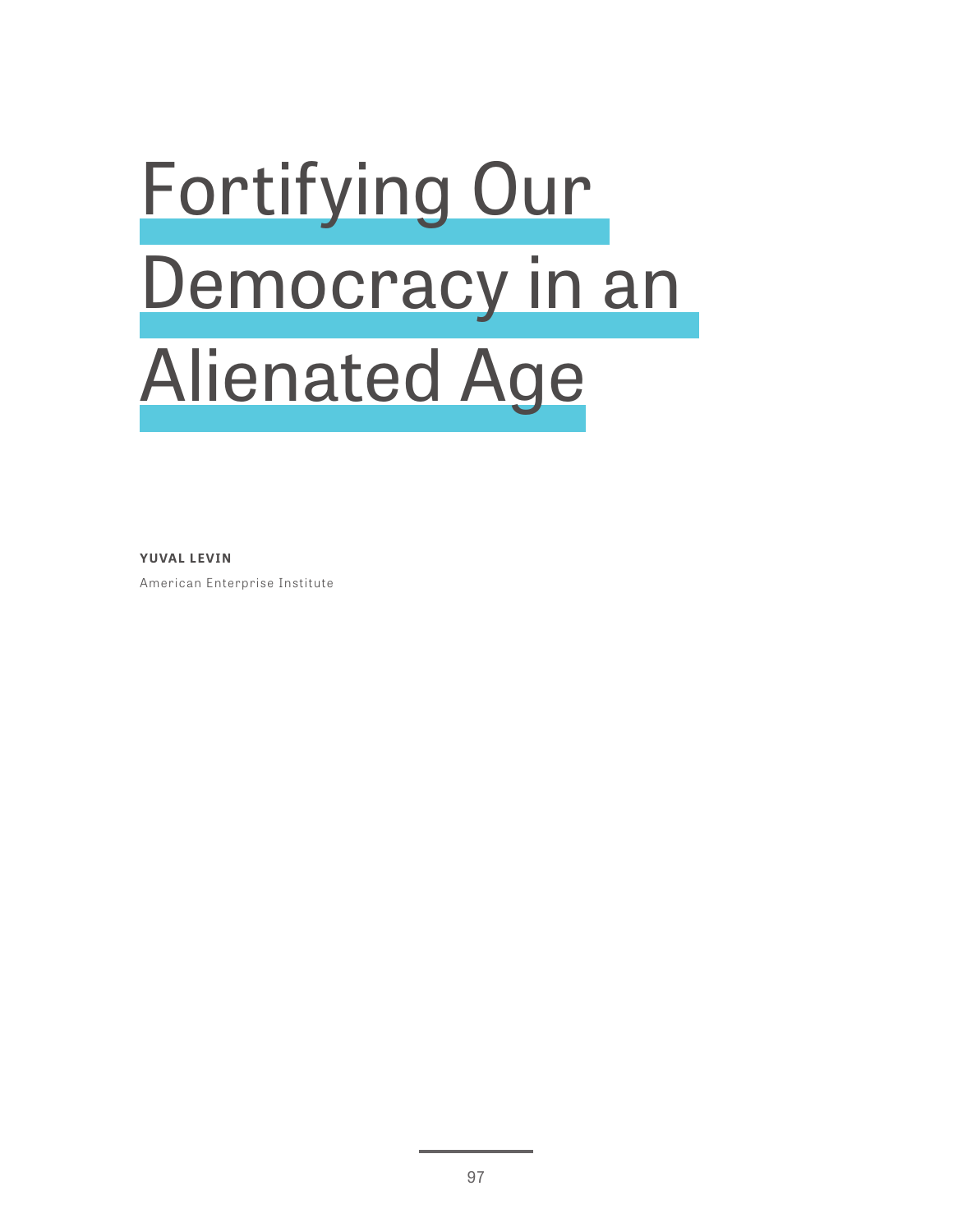# Fortifying Our Democracy in an Alienated Age

**YUVAL LEVIN**

American Enterprise Institute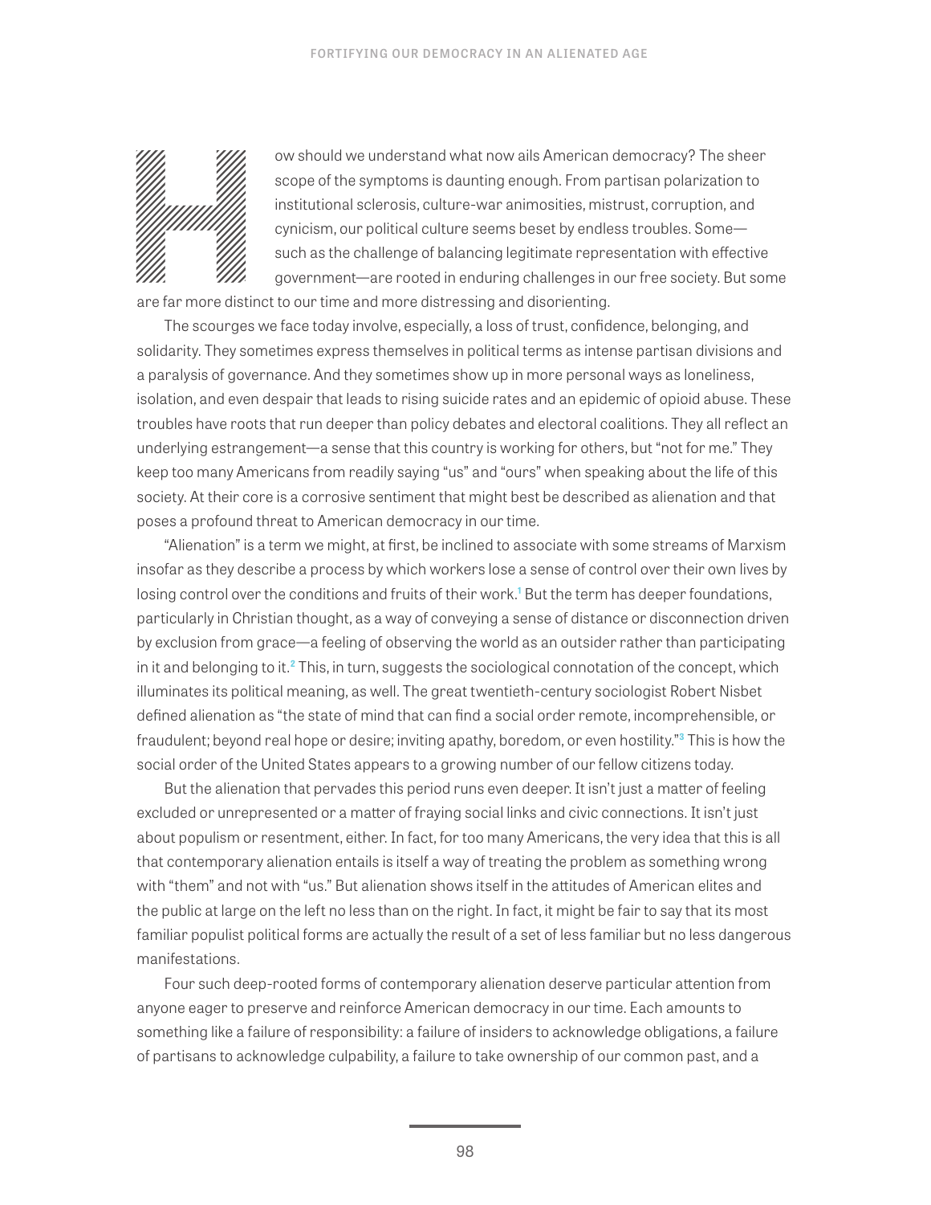How should we understand what now ails American democracy? The sheer scope of the symptoms is daunting enough. From partisan polarization to institutional sclerosis, culture-war animosities, mistrust, corruption, and cynicism, our political culture seems beset by endless troubles. Some—such as the challenge of balancing legitimate representation with effective government—are rooted in enduring challenges in our free society. But some are far more distinct to our time and more distressing and disorienting.

The scourges we face today involve, especially, a loss of trust, confidence, belonging, and solidarity. They sometimes express themselves in political terms as intense partisan divisions and a paralysis of governance. And they sometimes show up in more personal ways as loneliness, isolation, and even despair that leads to rising suicide rates and an epidemic of opioid abuse. These troubles have roots that run deeper than policy debates and electoral coalitions. They all reflect an underlying estrangement—a sense that this country is working for others, but "not for me." They keep too many Americans from readily saying "us" and "ours" when speaking about the life of this society. At their core is a corrosive sentiment that might best be described as alienation and that poses a profound threat to American democracy in our time.

"Alienation" is a term we might, at first, be inclined to associate with some streams of Marxism insofar as they describe a process by which workers lose a sense of control over their own lives by losing control over the conditions and fruits of their work.[1] But the term has deeper foundations, particularly in Christian thought, as a way of conveying a sense of distance or disconnection driven by exclusion from grace—a feeling of observing the world as an outsider rather than participating in it and belonging to it.[2] This, in turn, suggests the sociological connotation of the concept, which illuminates its political meaning, as well. The great twentieth-century sociologist Robert Nisbet defined alienation as "the state of mind that can find a social order remote, incomprehensible, or fraudulent; beyond real hope or desire; inviting apathy, boredom, or even hostility."[3] This is how the social order of the United States appears to a growing number of our fellow citizens today.

But the alienation that pervades this period runs even deeper. It isn't just a matter of feeling excluded or unrepresented or a matter of fraying social links and civic connections. It isn't just about populism or resentment, either. In fact, for too many Americans, the very idea that this is all that contemporary alienation entails is itself a way of treating the problem as something wrong with "them" and not with "us." But alienation shows itself in the attitudes of American elites and the public at large on the left no less than on the right. In fact, it might be fair to say that its most familiar populist political forms are actually the result of a set of less familiar but no less dangerous manifestations.

Four such deep-rooted forms of contemporary alienation deserve particular attention from anyone eager to preserve and reinforce American democracy in our time. Each amounts to something like a failure of responsibility: a failure of insiders to acknowledge obligations, a failure of partisans to acknowledge culpability, a failure to take ownership of our common past, and a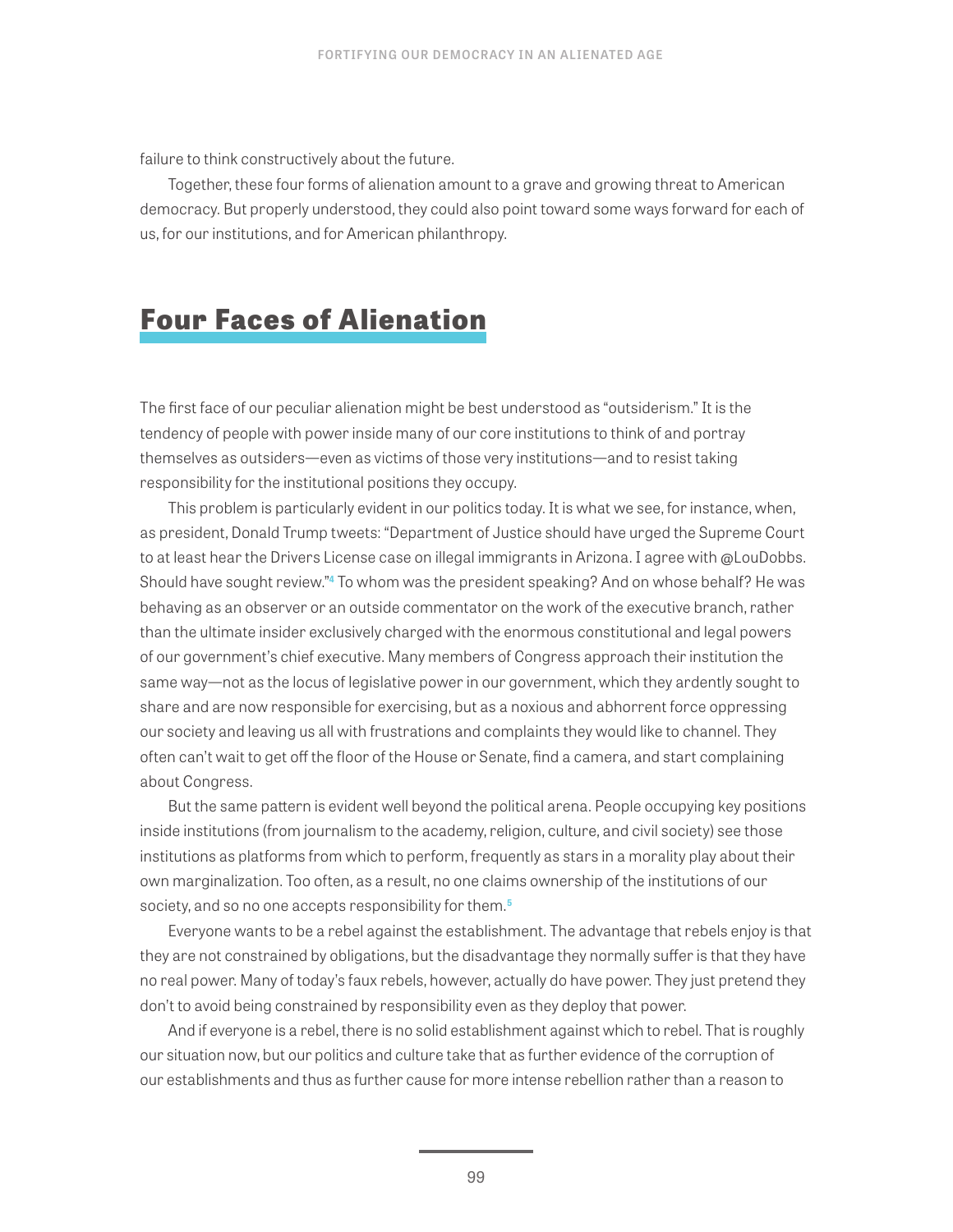failure to think constructively about the future.

Together, these four forms of alienation amount to a grave and growing threat to American democracy. But properly understood, they could also point toward some ways forward for each of us, for our institutions, and for American philanthropy.

## Four Faces of Alienation

The first face of our peculiar alienation might be best understood as "outsiderism." It is the tendency of people with power inside many of our core institutions to think of and portray themselves as outsiders—even as victims of those very institutions—and to resist taking responsibility for the institutional positions they occupy.

This problem is particularly evident in our politics today. It is what we see, for instance, when, as president, Donald Trump tweets: "Department of Justice should have urged the Supreme Court to at least hear the Drivers License case on illegal immigrants in Arizona. I agree with @LouDobbs. Should have sought review."[4] To whom was the president speaking? And on whose behalf? He was behaving as an observer or an outside commentator on the work of the executive branch, rather than the ultimate insider exclusively charged with the enormous constitutional and legal powers of our government's chief executive. Many members of Congress approach their institution the same way—not as the locus of legislative power in our government, which they ardently sought to share and are now responsible for exercising, but as a noxious and abhorrent force oppressing our society and leaving us all with frustrations and complaints they would like to channel. They often can't wait to get off the floor of the House or Senate, find a camera, and start complaining about Congress.

But the same pattern is evident well beyond the political arena. People occupying key positions inside institutions (from journalism to the academy, religion, culture, and civil society) see those institutions as platforms from which to perform, frequently as stars in a morality play about their own marginalization. Too often, as a result, no one claims ownership of the institutions of our society, and so no one accepts responsibility for them.[5]

Everyone wants to be a rebel against the establishment. The advantage that rebels enjoy is that they are not constrained by obligations, but the disadvantage they normally suffer is that they have no real power. Many of today's faux rebels, however, actually do have power. They just pretend they don't to avoid being constrained by responsibility even as they deploy that power.

And if everyone is a rebel, there is no solid establishment against which to rebel. That is roughly our situation now, but our politics and culture take that as further evidence of the corruption of our establishments and thus as further cause for more intense rebellion rather than a reason to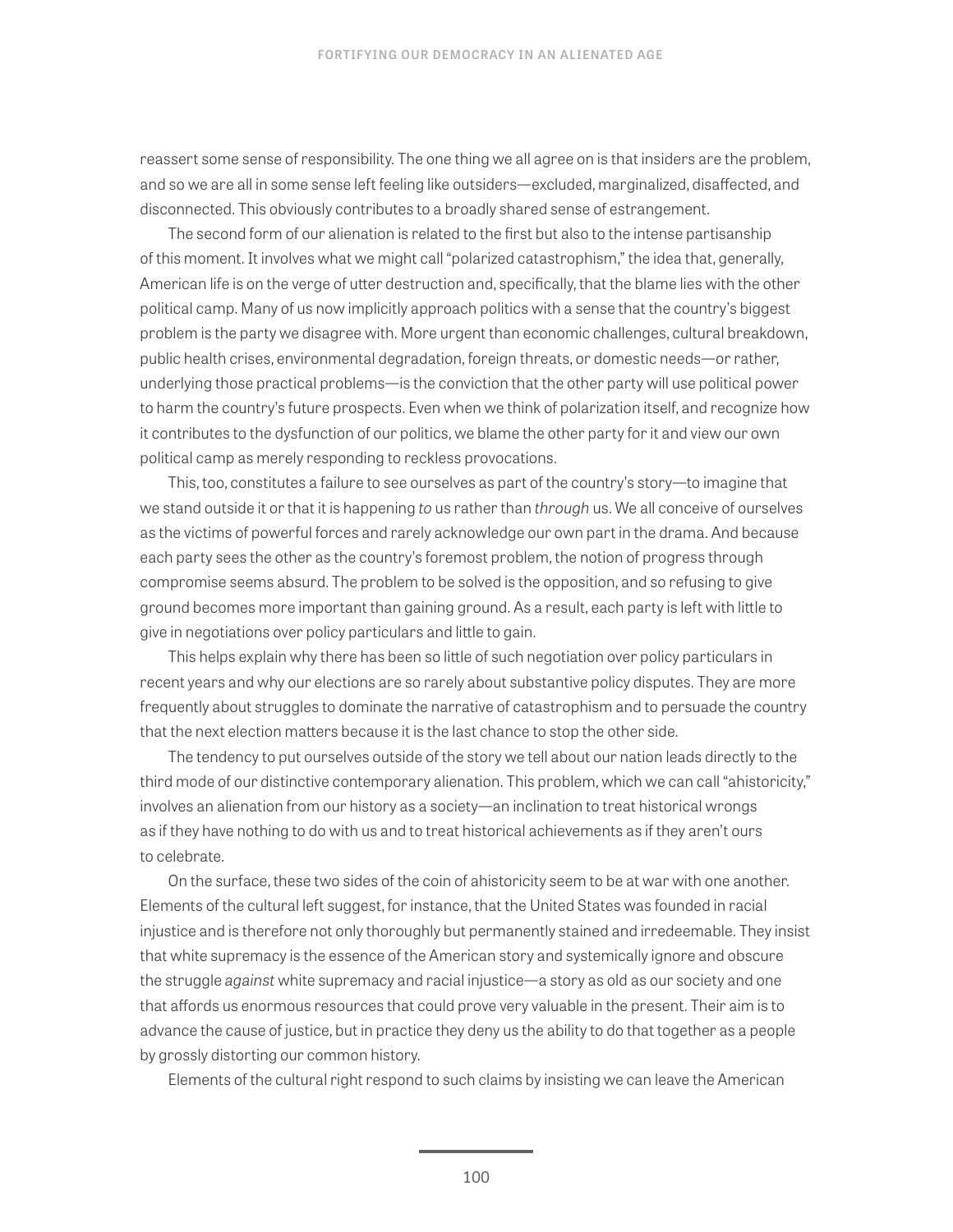reassert some sense of responsibility. The one thing we all agree on is that insiders are the problem, and so we are all in some sense left feeling like outsiders—excluded, marginalized, disaffected, and disconnected. This obviously contributes to a broadly shared sense of estrangement.

The second form of our alienation is related to the first but also to the intense partisanship of this moment. It involves what we might call "polarized catastrophism," the idea that, generally, American life is on the verge of utter destruction and, specifically, that the blame lies with the other political camp. Many of us now implicitly approach politics with a sense that the country's biggest problem is the party we disagree with. More urgent than economic challenges, cultural breakdown, public health crises, environmental degradation, foreign threats, or domestic needs—or rather, underlying those practical problems—is the conviction that the other party will use political power to harm the country's future prospects. Even when we think of polarization itself, and recognize how it contributes to the dysfunction of our politics, we blame the other party for it and view our own political camp as merely responding to reckless provocations.

This, too, constitutes a failure to see ourselves as part of the country's story—to imagine that we stand outside it or that it is happening *to* us rather than *through* us. We all conceive of ourselves as the victims of powerful forces and rarely acknowledge our own part in the drama. And because each party sees the other as the country's foremost problem, the notion of progress through compromise seems absurd. The problem to be solved is the opposition, and so refusing to give ground becomes more important than gaining ground. As a result, each party is left with little to give in negotiations over policy particulars and little to gain.

This helps explain why there has been so little of such negotiation over policy particulars in recent years and why our elections are so rarely about substantive policy disputes. They are more frequently about struggles to dominate the narrative of catastrophism and to persuade the country that the next election matters because it is the last chance to stop the other side.

The tendency to put ourselves outside of the story we tell about our nation leads directly to the third mode of our distinctive contemporary alienation. This problem, which we can call "ahistoricity," involves an alienation from our history as a society—an inclination to treat historical wrongs as if they have nothing to do with us and to treat historical achievements as if they aren't ours to celebrate.

On the surface, these two sides of the coin of ahistoricity seem to be at war with one another. Elements of the cultural left suggest, for instance, that the United States was founded in racial injustice and is therefore not only thoroughly but permanently stained and irredeemable. They insist that white supremacy is the essence of the American story and systemically ignore and obscure the struggle *against* white supremacy and racial injustice—a story as old as our society and one that affords us enormous resources that could prove very valuable in the present. Their aim is to advance the cause of justice, but in practice they deny us the ability to do that together as a people by grossly distorting our common history.

Elements of the cultural right respond to such claims by insisting we can leave the American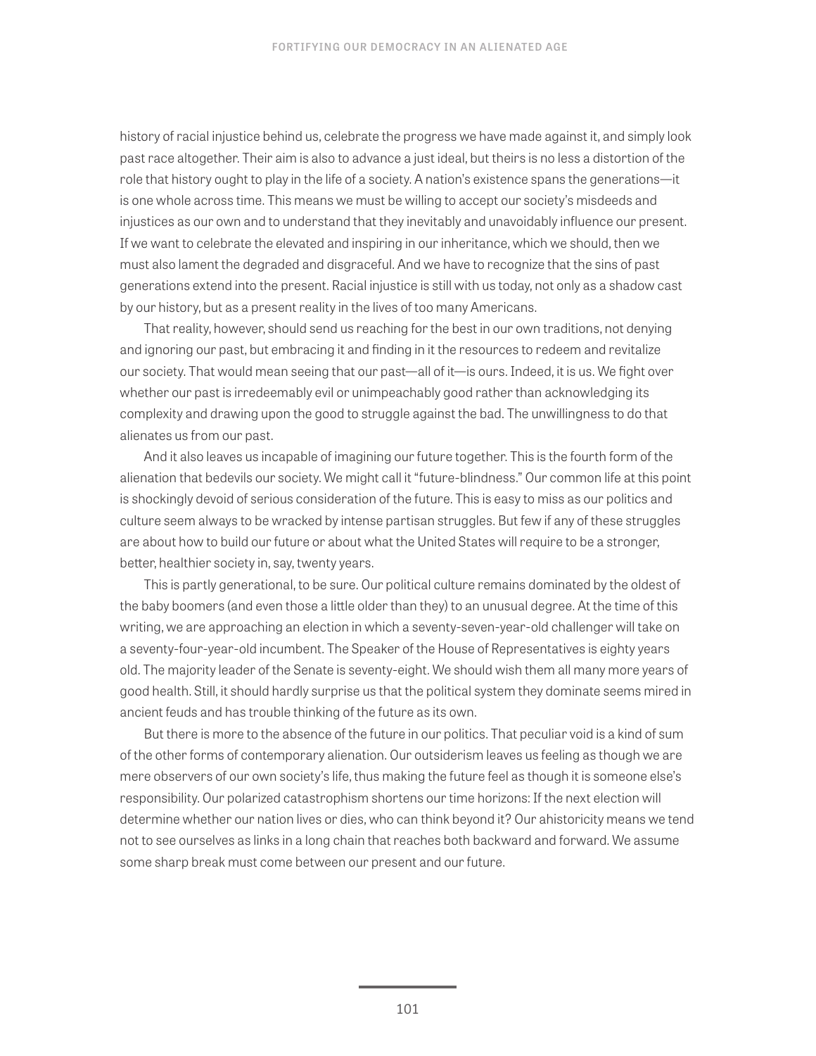history of racial injustice behind us, celebrate the progress we have made against it, and simply look past race altogether. Their aim is also to advance a just ideal, but theirs is no less a distortion of the role that history ought to play in the life of a society. A nation's existence spans the generations—it is one whole across time. This means we must be willing to accept our society's misdeeds and injustices as our own and to understand that they inevitably and unavoidably influence our present. If we want to celebrate the elevated and inspiring in our inheritance, which we should, then we must also lament the degraded and disgraceful. And we have to recognize that the sins of past generations extend into the present. Racial injustice is still with us today, not only as a shadow cast by our history, but as a present reality in the lives of too many Americans.

That reality, however, should send us reaching for the best in our own traditions, not denying and ignoring our past, but embracing it and finding in it the resources to redeem and revitalize our society. That would mean seeing that our past—all of it—is ours. Indeed, it is us. We fight over whether our past is irredeemably evil or unimpeachably good rather than acknowledging its complexity and drawing upon the good to struggle against the bad. The unwillingness to do that alienates us from our past.

And it also leaves us incapable of imagining our future together. This is the fourth form of the alienation that bedevils our society. We might call it "future-blindness." Our common life at this point is shockingly devoid of serious consideration of the future. This is easy to miss as our politics and culture seem always to be wracked by intense partisan struggles. But few if any of these struggles are about how to build our future or about what the United States will require to be a stronger, better, healthier society in, say, twenty years.

This is partly generational, to be sure. Our political culture remains dominated by the oldest of the baby boomers (and even those a little older than they) to an unusual degree. At the time of this writing, we are approaching an election in which a seventy-seven-year-old challenger will take on a seventy-four-year-old incumbent. The Speaker of the House of Representatives is eighty years old. The majority leader of the Senate is seventy-eight. We should wish them all many more years of good health. Still, it should hardly surprise us that the political system they dominate seems mired in ancient feuds and has trouble thinking of the future as its own.

But there is more to the absence of the future in our politics. That peculiar void is a kind of sum of the other forms of contemporary alienation. Our outsiderism leaves us feeling as though we are mere observers of our own society's life, thus making the future feel as though it is someone else's responsibility. Our polarized catastrophism shortens our time horizons: If the next election will determine whether our nation lives or dies, who can think beyond it? Our ahistoricity means we tend not to see ourselves as links in a long chain that reaches both backward and forward. We assume some sharp break must come between our present and our future.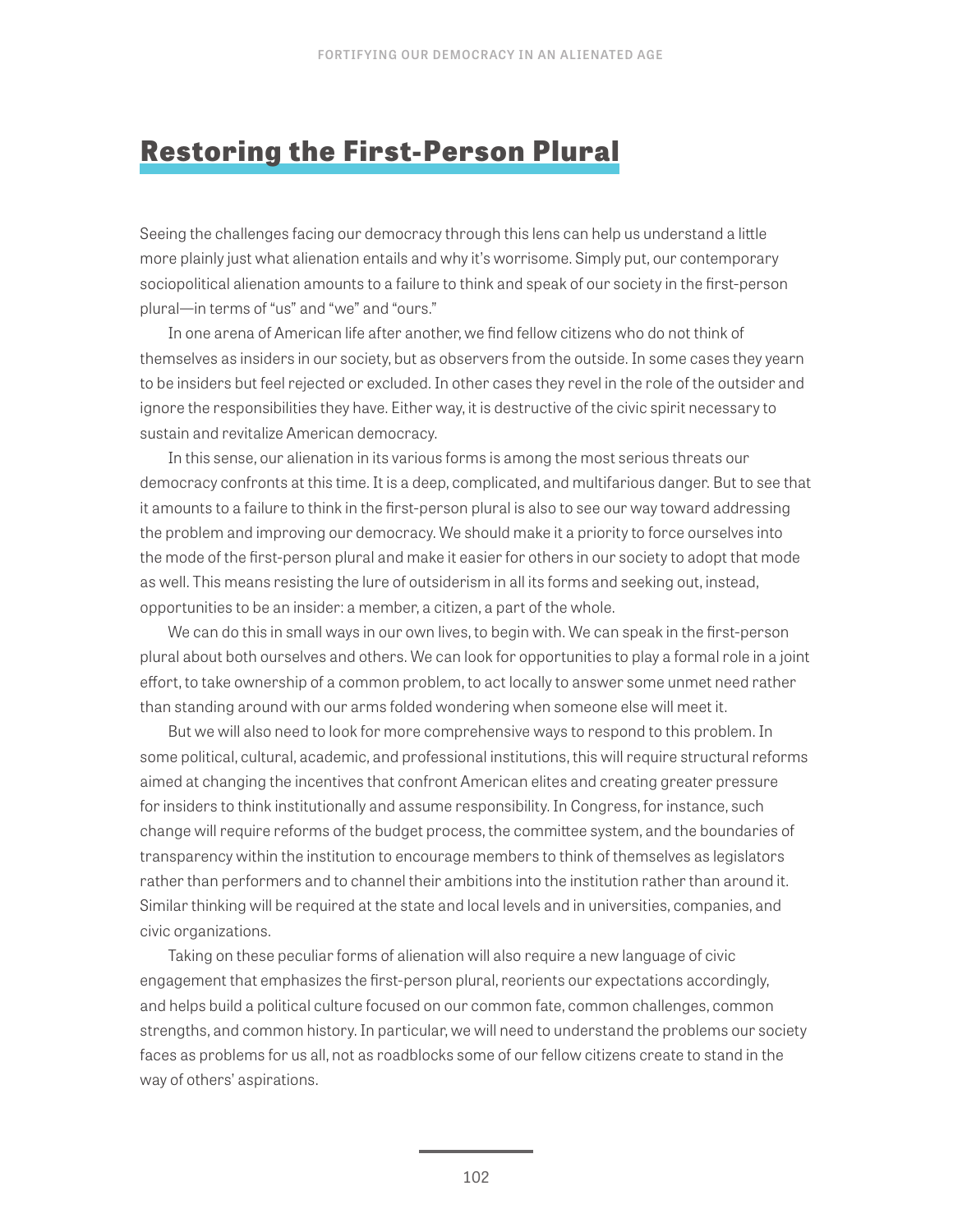## Restoring the First-Person Plural

Seeing the challenges facing our democracy through this lens can help us understand a little more plainly just what alienation entails and why it's worrisome. Simply put, our contemporary sociopolitical alienation amounts to a failure to think and speak of our society in the first-person plural—in terms of "us" and "we" and "ours."

In one arena of American life after another, we find fellow citizens who do not think of themselves as insiders in our society, but as observers from the outside. In some cases they yearn to be insiders but feel rejected or excluded. In other cases they revel in the role of the outsider and ignore the responsibilities they have. Either way, it is destructive of the civic spirit necessary to sustain and revitalize American democracy.

In this sense, our alienation in its various forms is among the most serious threats our democracy confronts at this time. It is a deep, complicated, and multifarious danger. But to see that it amounts to a failure to think in the first-person plural is also to see our way toward addressing the problem and improving our democracy. We should make it a priority to force ourselves into the mode of the first-person plural and make it easier for others in our society to adopt that mode as well. This means resisting the lure of outsiderism in all its forms and seeking out, instead, opportunities to be an insider: a member, a citizen, a part of the whole.

We can do this in small ways in our own lives, to begin with. We can speak in the first-person plural about both ourselves and others. We can look for opportunities to play a formal role in a joint effort, to take ownership of a common problem, to act locally to answer some unmet need rather than standing around with our arms folded wondering when someone else will meet it.

But we will also need to look for more comprehensive ways to respond to this problem. In some political, cultural, academic, and professional institutions, this will require structural reforms aimed at changing the incentives that confront American elites and creating greater pressure for insiders to think institutionally and assume responsibility. In Congress, for instance, such change will require reforms of the budget process, the committee system, and the boundaries of transparency within the institution to encourage members to think of themselves as legislators rather than performers and to channel their ambitions into the institution rather than around it. Similar thinking will be required at the state and local levels and in universities, companies, and civic organizations.

Taking on these peculiar forms of alienation will also require a new language of civic engagement that emphasizes the first-person plural, reorients our expectations accordingly, and helps build a political culture focused on our common fate, common challenges, common strengths, and common history. In particular, we will need to understand the problems our society faces as problems for us all, not as roadblocks some of our fellow citizens create to stand in the way of others' aspirations.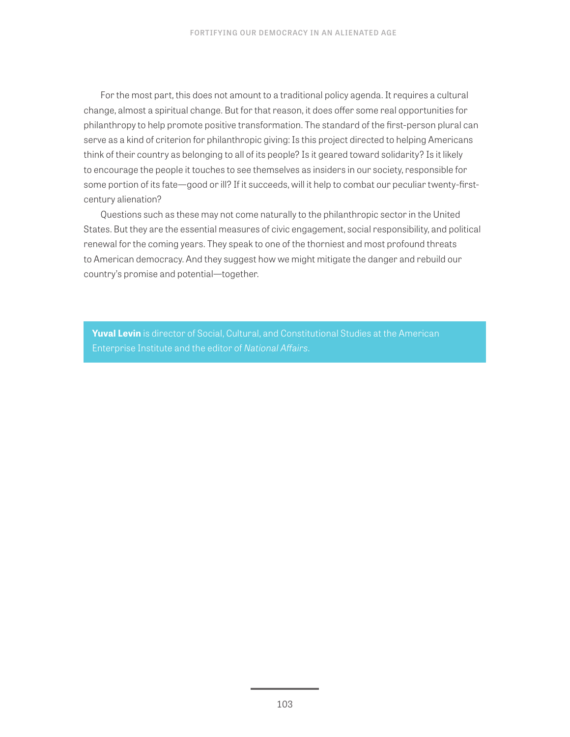For the most part, this does not amount to a traditional policy agenda. It requires a cultural change, almost a spiritual change. But for that reason, it does offer some real opportunities for philanthropy to help promote positive transformation. The standard of the first-person plural can serve as a kind of criterion for philanthropic giving: Is this project directed to helping Americans think of their country as belonging to all of its people? Is it geared toward solidarity? Is it likely to encourage the people it touches to see themselves as insiders in our society, responsible for some portion of its fate—good or ill? If it succeeds, will it help to combat our peculiar twenty-first-century alienation?

Questions such as these may not come naturally to the philanthropic sector in the United States. But they are the essential measures of civic engagement, social responsibility, and political renewal for the coming years. They speak to one of the thorniest and most profound threats to American democracy. And they suggest how we might mitigate the danger and rebuild our country's promise and potential—together.

**Yuval Levin** is director of Social, Cultural, and Constitutional Studies at the American Enterprise Institute and the editor of *National Affairs*.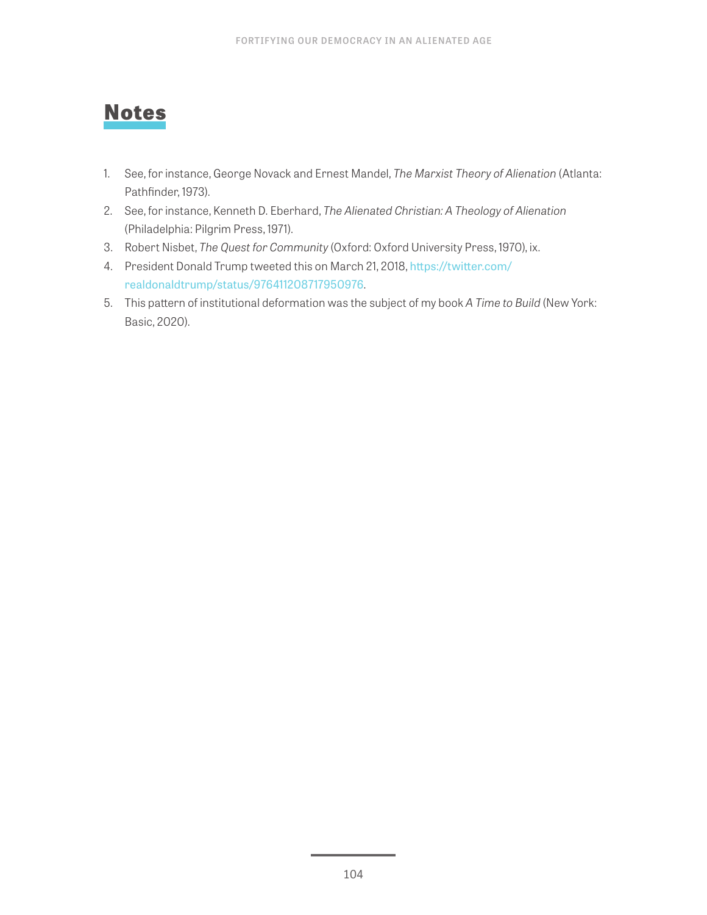# Notes

1. See, for instance, George Novack and Ernest Mandel, *The Marxist Theory of Alienation* (Atlanta: Pathfinder, 1973).
2. See, for instance, Kenneth D. Eberhard, *The Alienated Christian: A Theology of Alienation* (Philadelphia: Pilgrim Press, 1971).
3. Robert Nisbet, *The Quest for Community* (Oxford: Oxford University Press, 1970), ix.
4. President Donald Trump tweeted this on March 21, 2018, https://twitter.com/realdonaldtrump/status/976411208717950976.
5. This pattern of institutional deformation was the subject of my book *A Time to Build* (New York: Basic, 2020).